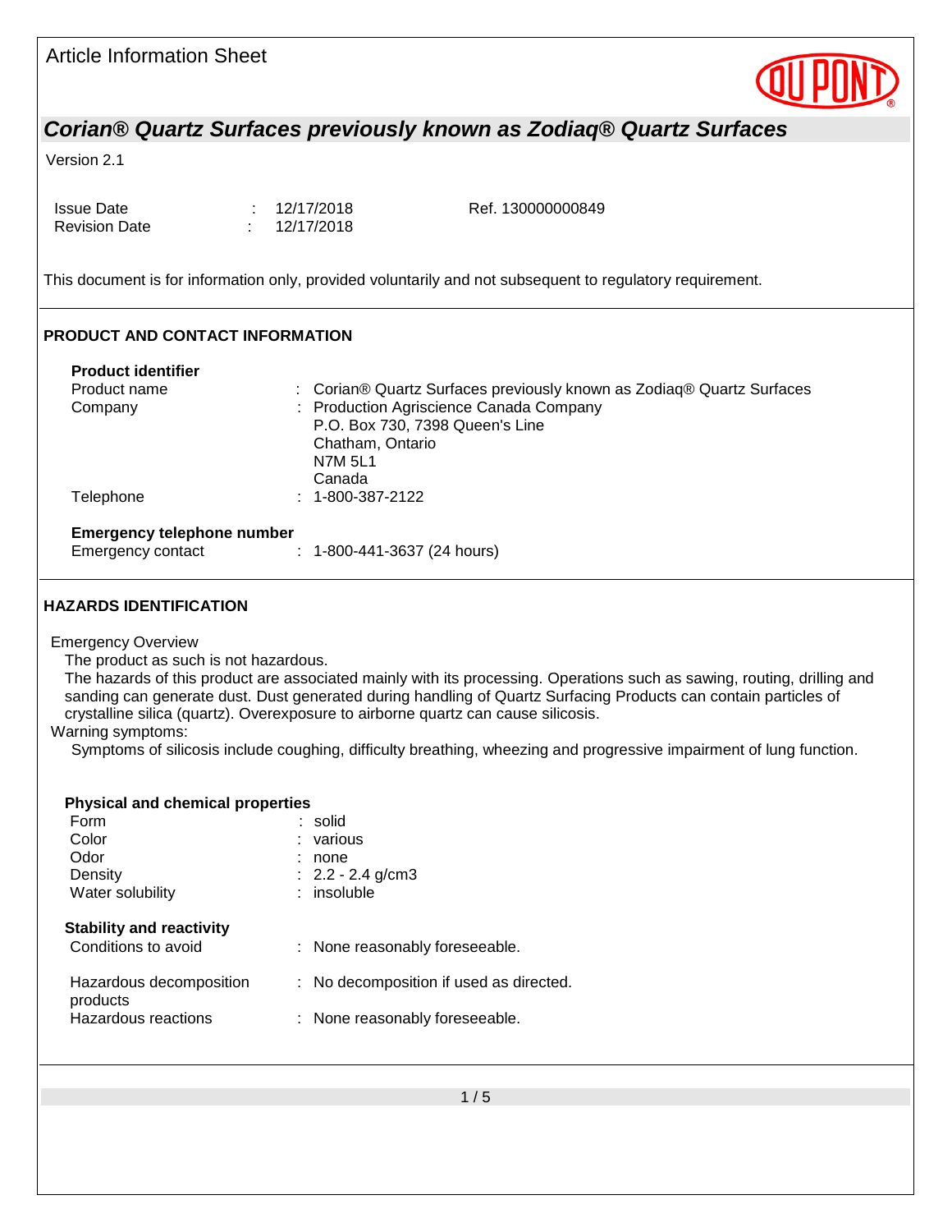Article Information Sheet

# Corian® Quartz Surfaces previously known as Zodiaq® Quartz Surfaces

Version 2.1

| | | |
|---|---|---|
| Issue Date | : 12/17/2018 | Ref. 130000000849 |
| Revision Date | : 12/17/2018 | |

This document is for information only, provided voluntarily and not subsequent to regulatory requirement.

## PRODUCT AND CONTACT INFORMATION

**Product identifier**

| | |
|---|---|
| Product name | : Corian® Quartz Surfaces previously known as Zodiaq® Quartz Surfaces |
| Company | : Production Agriscience Canada Company<br>P.O. Box 730, 7398 Queen's Line<br>Chatham, Ontario<br>N7M 5L1<br>Canada |
| Telephone | : 1-800-387-2122 |

**Emergency telephone number**

| | |
|---|---|
| Emergency contact | : 1-800-441-3637 (24 hours) |

## HAZARDS IDENTIFICATION

Emergency Overview

The product as such is not hazardous.

The hazards of this product are associated mainly with its processing. Operations such as sawing, routing, drilling and sanding can generate dust. Dust generated during handling of Quartz Surfacing Products can contain particles of crystalline silica (quartz). Overexposure to airborne quartz can cause silicosis.

Warning symptoms:

Symptoms of silicosis include coughing, difficulty breathing, wheezing and progressive impairment of lung function.

**Physical and chemical properties**

| | |
|---|---|
| Form | : solid |
| Color | : various |
| Odor | : none |
| Density | : 2.2 - 2.4 g/cm3 |
| Water solubility | : insoluble |

**Stability and reactivity**

| | |
|---|---|
| Conditions to avoid | : None reasonably foreseeable. |
| Hazardous decomposition products | : No decomposition if used as directed. |
| Hazardous reactions | : None reasonably foreseeable. |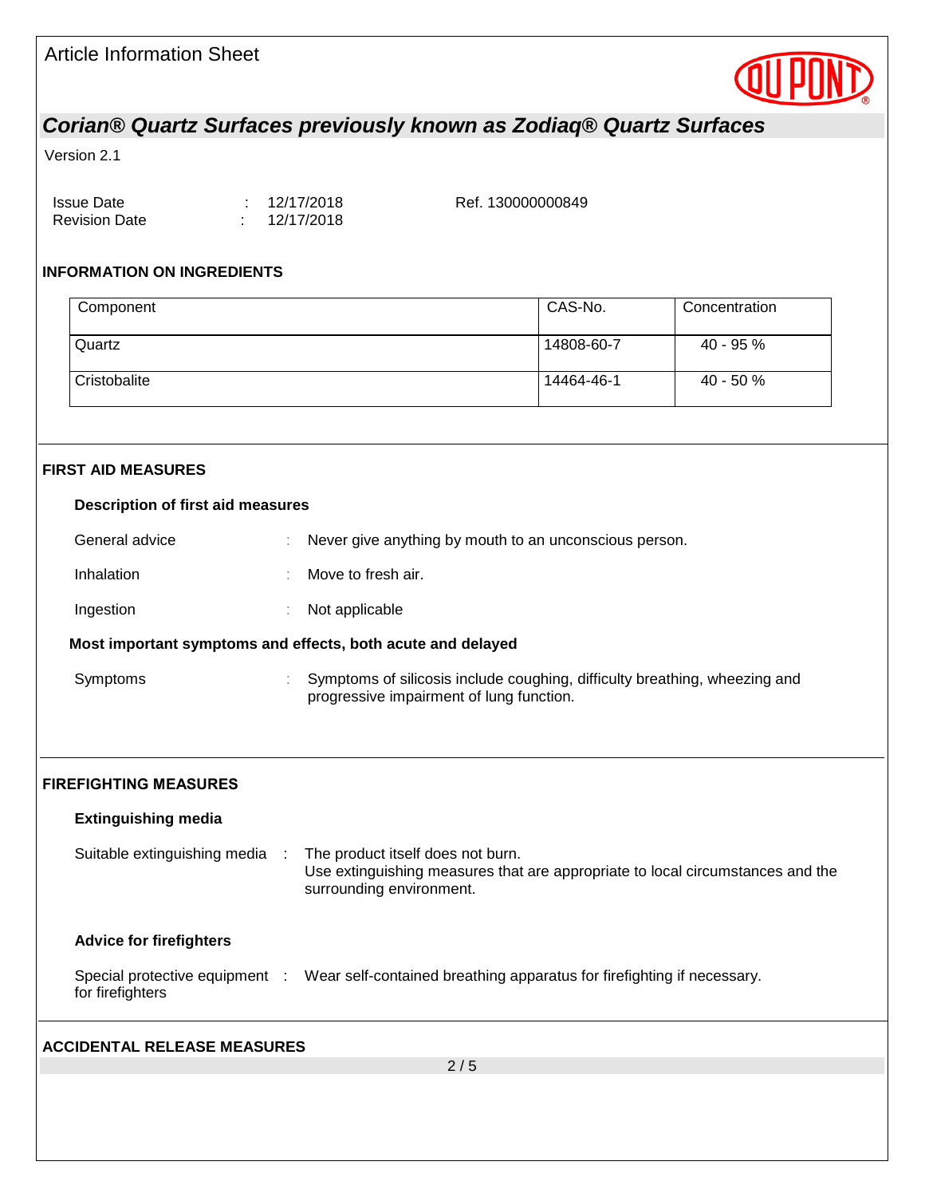## Corian® Quartz Surfaces previously known as Zodiaq® Quartz Surfaces

Version 2.1

Issue Date : 12/17/2018
Revision Date : 12/17/2018

Ref. 130000000849

### INFORMATION ON INGREDIENTS

| Component | CAS-No. | Concentration |
| --- | --- | --- |
| Quartz | 14808-60-7 | 40 - 95 % |
| Cristobalite | 14464-46-1 | 40 - 50 % |

### FIRST AID MEASURES

**Description of first aid measures**

General advice : Never give anything by mouth to an unconscious person.

Inhalation : Move to fresh air.

Ingestion : Not applicable

**Most important symptoms and effects, both acute and delayed**

Symptoms : Symptoms of silicosis include coughing, difficulty breathing, wheezing and progressive impairment of lung function.

### FIREFIGHTING MEASURES

**Extinguishing media**

Suitable extinguishing media : The product itself does not burn.
Use extinguishing measures that are appropriate to local circumstances and the surrounding environment.

**Advice for firefighters**

Special protective equipment for firefighters : Wear self-contained breathing apparatus for firefighting if necessary.

### ACCIDENTAL RELEASE MEASURES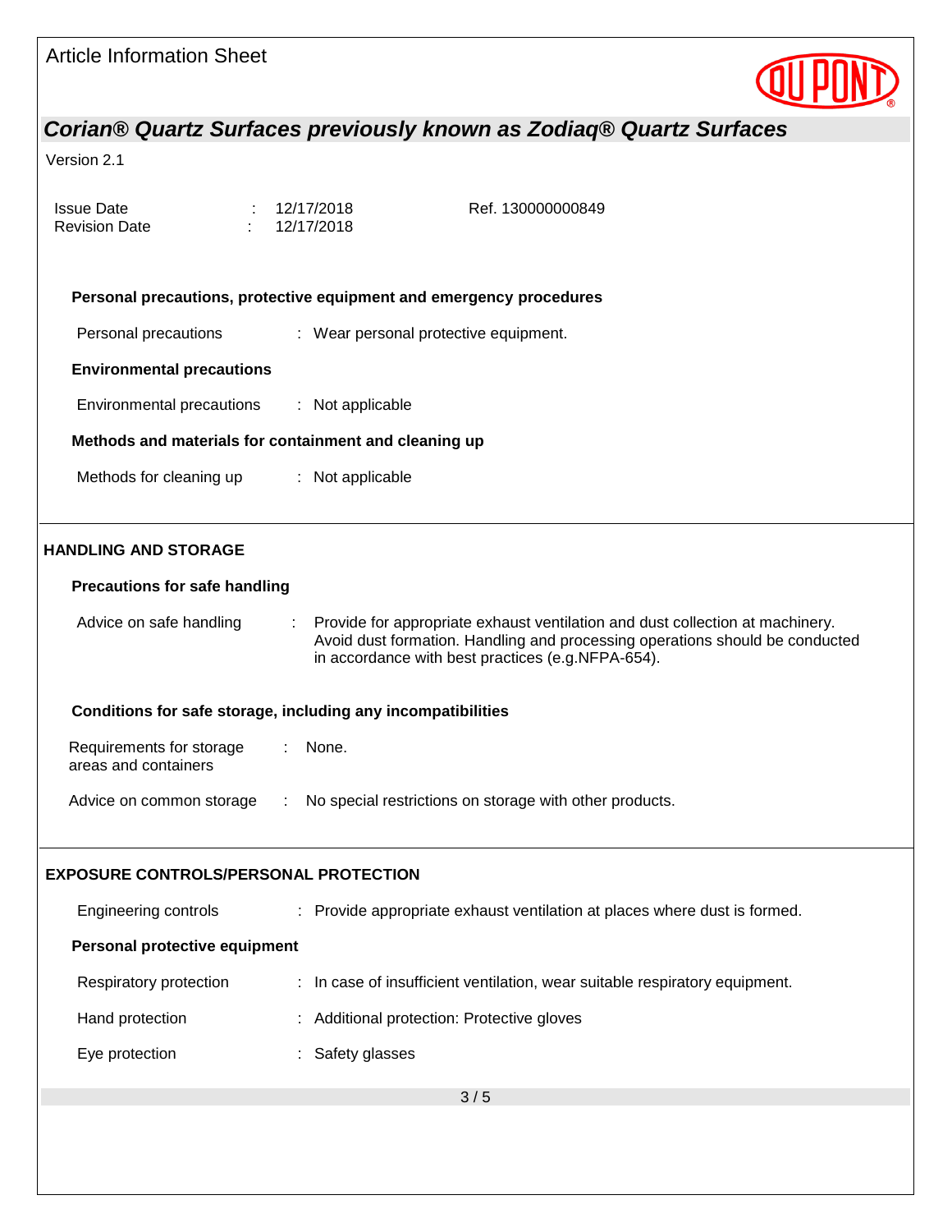### Personal precautions, protective equipment and emergency procedures

Personal precautions : Wear personal protective equipment.

### Environmental precautions

Environmental precautions : Not applicable

### Methods and materials for containment and cleaning up

Methods for cleaning up : Not applicable

## HANDLING AND STORAGE

### Precautions for safe handling

Advice on safe handling : Provide for appropriate exhaust ventilation and dust collection at machinery. Avoid dust formation. Handling and processing operations should be conducted in accordance with best practices (e.g.NFPA-654).

### Conditions for safe storage, including any incompatibilities

Requirements for storage areas and containers : None.

Advice on common storage : No special restrictions on storage with other products.

## EXPOSURE CONTROLS/PERSONAL PROTECTION

Engineering controls : Provide appropriate exhaust ventilation at places where dust is formed.

### Personal protective equipment

Respiratory protection : In case of insufficient ventilation, wear suitable respiratory equipment.

Hand protection : Additional protection: Protective gloves

Eye protection : Safety glasses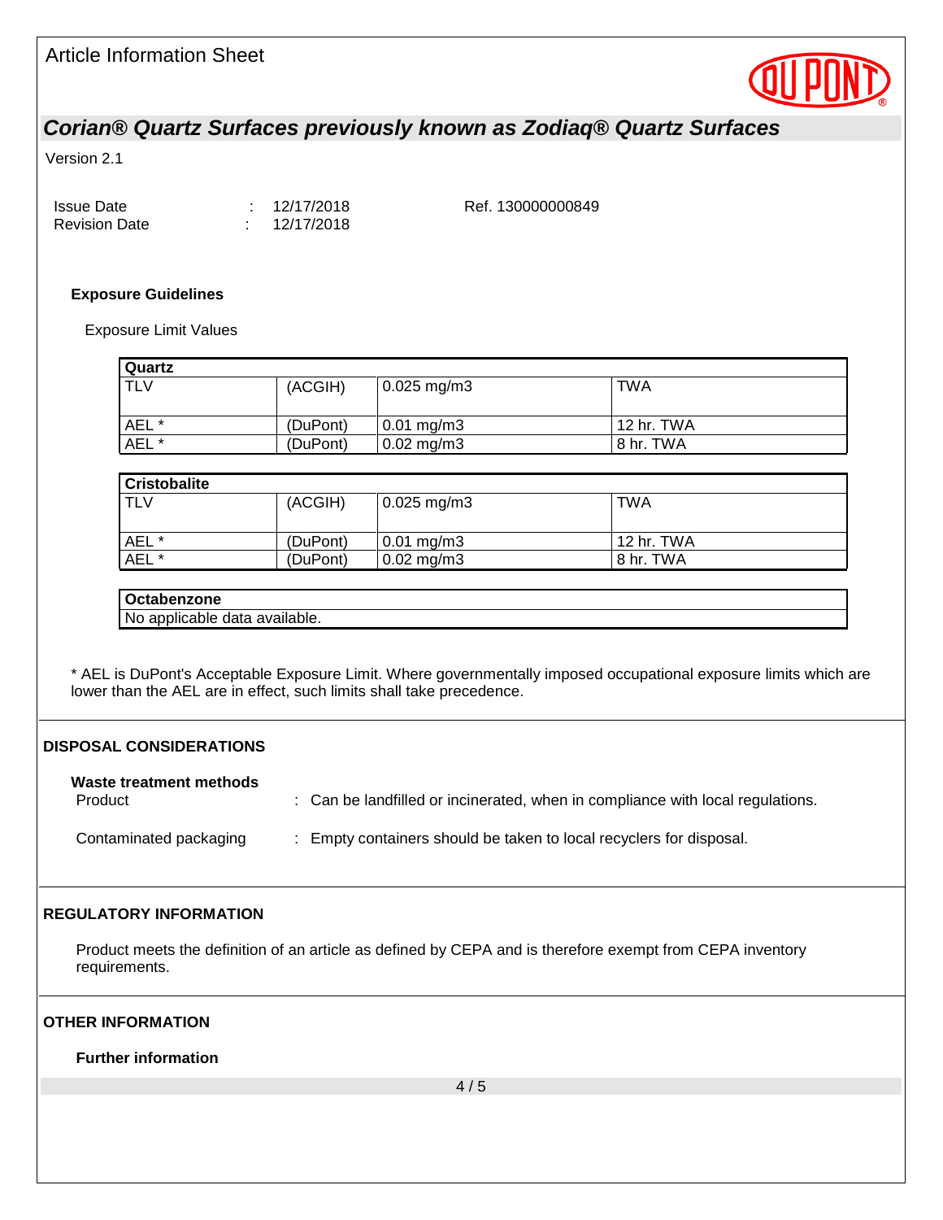### Exposure Guidelines

Exposure Limit Values

| Quartz | | | |
|---|---|---|---|
| TLV | (ACGIH) | 0.025 mg/m3 | TWA |
| AEL * | (DuPont) | 0.01 mg/m3 | 12 hr. TWA |
| AEL * | (DuPont) | 0.02 mg/m3 | 8 hr. TWA |

| Cristobalite | | | |
|---|---|---|---|
| TLV | (ACGIH) | 0.025 mg/m3 | TWA |
| AEL * | (DuPont) | 0.01 mg/m3 | 12 hr. TWA |
| AEL * | (DuPont) | 0.02 mg/m3 | 8 hr. TWA |

| Octabenzone |
|---|
| No applicable data available. |

* AEL is DuPont's Acceptable Exposure Limit. Where governmentally imposed occupational exposure limits which are lower than the AEL are in effect, such limits shall take precedence.

## DISPOSAL CONSIDERATIONS

**Waste treatment methods**

Product : Can be landfilled or incinerated, when in compliance with local regulations.

Contaminated packaging : Empty containers should be taken to local recyclers for disposal.

## REGULATORY INFORMATION

Product meets the definition of an article as defined by CEPA and is therefore exempt from CEPA inventory requirements.

## OTHER INFORMATION

**Further information**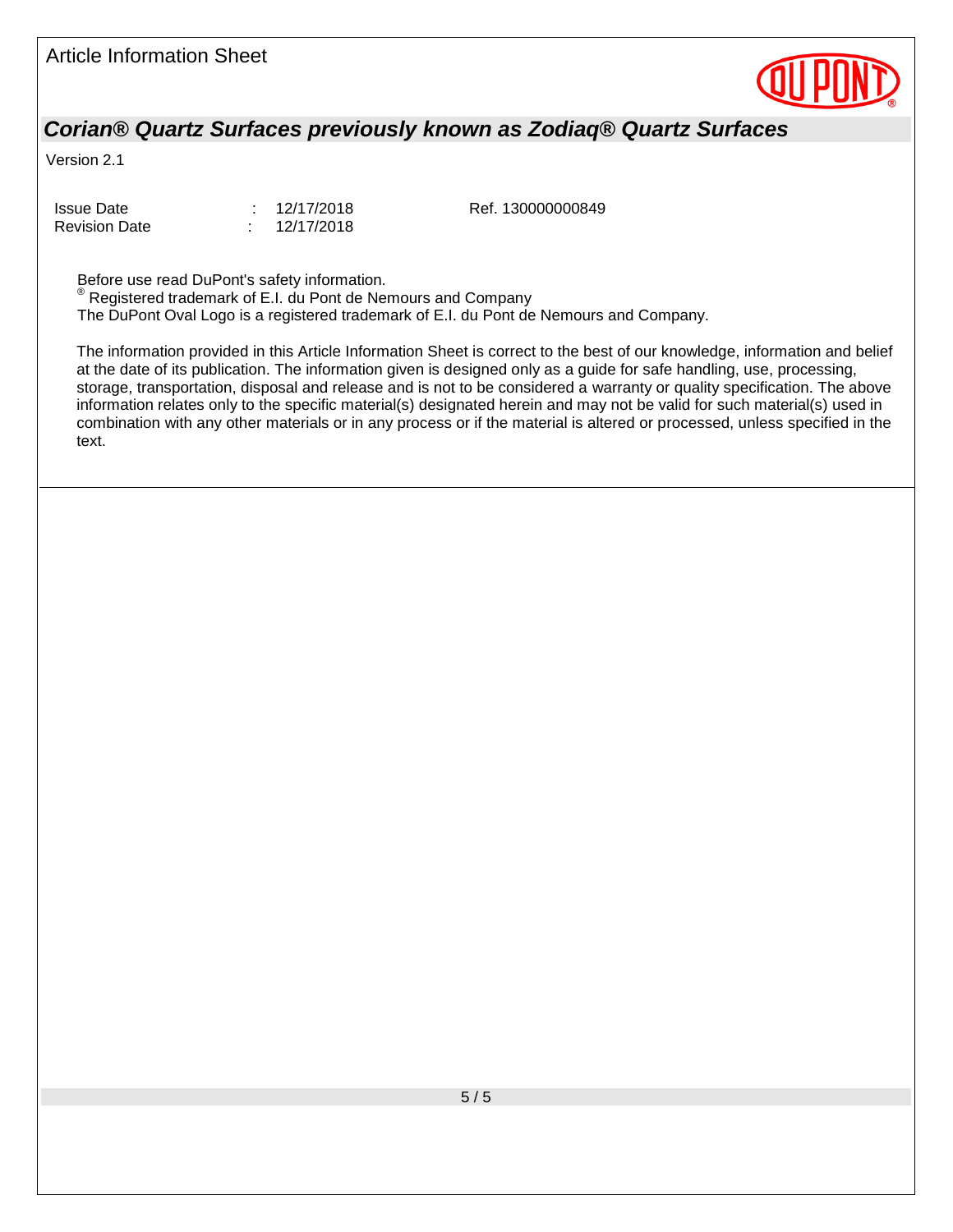Before use read DuPont's safety information.
® Registered trademark of E.I. du Pont de Nemours and Company
The DuPont Oval Logo is a registered trademark of E.I. du Pont de Nemours and Company.

The information provided in this Article Information Sheet is correct to the best of our knowledge, information and belief at the date of its publication. The information given is designed only as a guide for safe handling, use, processing, storage, transportation, disposal and release and is not to be considered a warranty or quality specification. The above information relates only to the specific material(s) designated herein and may not be valid for such material(s) used in combination with any other materials or in any process or if the material is altered or processed, unless specified in the text.